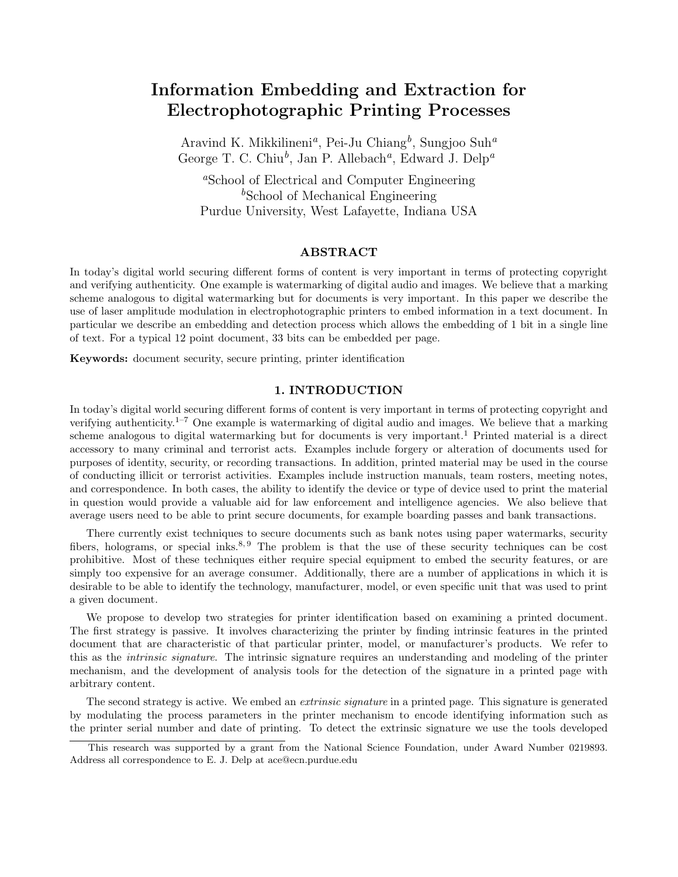# Information Embedding and Extraction for Electrophotographic Printing Processes

Aravind K. Mikkilineni[a], Pei-Ju Chiang[b], Sungjoo Suh[a]
George T. C. Chiu[b], Jan P. Allebach[a], Edward J. Delp[a]

[a]School of Electrical and Computer Engineering
[b]School of Mechanical Engineering
Purdue University, West Lafayette, Indiana USA

## ABSTRACT

In today's digital world securing different forms of content is very important in terms of protecting copyright and verifying authenticity. One example is watermarking of digital audio and images. We believe that a marking scheme analogous to digital watermarking but for documents is very important. In this paper we describe the use of laser amplitude modulation in electrophotographic printers to embed information in a text document. In particular we describe an embedding and detection process which allows the embedding of 1 bit in a single line of text. For a typical 12 point document, 33 bits can be embedded per page.

**Keywords:** document security, secure printing, printer identification

## 1. INTRODUCTION

In today's digital world securing different forms of content is very important in terms of protecting copyright and verifying authenticity.[1–7] One example is watermarking of digital audio and images. We believe that a marking scheme analogous to digital watermarking but for documents is very important.[1] Printed material is a direct accessory to many criminal and terrorist acts. Examples include forgery or alteration of documents used for purposes of identity, security, or recording transactions. In addition, printed material may be used in the course of conducting illicit or terrorist activities. Examples include instruction manuals, team rosters, meeting notes, and correspondence. In both cases, the ability to identify the device or type of device used to print the material in question would provide a valuable aid for law enforcement and intelligence agencies. We also believe that average users need to be able to print secure documents, for example boarding passes and bank transactions.

There currently exist techniques to secure documents such as bank notes using paper watermarks, security fibers, holograms, or special inks.[8,9] The problem is that the use of these security techniques can be cost prohibitive. Most of these techniques either require special equipment to embed the security features, or are simply too expensive for an average consumer. Additionally, there are a number of applications in which it is desirable to be able to identify the technology, manufacturer, model, or even specific unit that was used to print a given document.

We propose to develop two strategies for printer identification based on examining a printed document. The first strategy is passive. It involves characterizing the printer by finding intrinsic features in the printed document that are characteristic of that particular printer, model, or manufacturer's products. We refer to this as the *intrinsic signature*. The intrinsic signature requires an understanding and modeling of the printer mechanism, and the development of analysis tools for the detection of the signature in a printed page with arbitrary content.

The second strategy is active. We embed an *extrinsic signature* in a printed page. This signature is generated by modulating the process parameters in the printer mechanism to encode identifying information such as the printer serial number and date of printing. To detect the extrinsic signature we use the tools developed

This research was supported by a grant from the National Science Foundation, under Award Number 0219893. Address all correspondence to E. J. Delp at ace@ecn.purdue.edu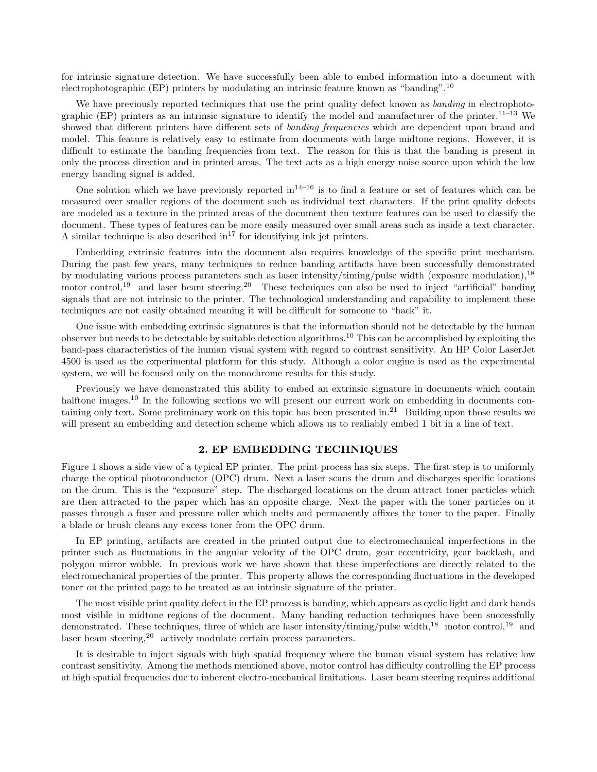for intrinsic signature detection. We have successfully been able to embed information into a document with electrophotographic (EP) printers by modulating an intrinsic feature known as "banding".[10]

We have previously reported techniques that use the print quality defect known as *banding* in electrophotographic (EP) printers as an intrinsic signature to identify the model and manufacturer of the printer.[11–13] We showed that different printers have different sets of *banding frequencies* which are dependent upon brand and model. This feature is relatively easy to estimate from documents with large midtone regions. However, it is difficult to estimate the banding frequencies from text. The reason for this is that the banding is present in only the process direction and in printed areas. The text acts as a high energy noise source upon which the low energy banding signal is added.

One solution which we have previously reported in[14–16] is to find a feature or set of features which can be measured over smaller regions of the document such as individual text characters. If the print quality defects are modeled as a texture in the printed areas of the document then texture features can be used to classify the document. These types of features can be more easily measured over small areas such as inside a text character. A similar technique is also described in[17] for identifying ink jet printers.

Embedding extrinsic features into the document also requires knowledge of the specific print mechanism. During the past few years, many techniques to reduce banding artifacts have been successfully demonstrated by modulating various process parameters such as laser intensity/timing/pulse width (exposure modulation),[18] motor control,[19] and laser beam steering.[20] These techniques can also be used to inject "artificial" banding signals that are not intrinsic to the printer. The technological understanding and capability to implement these techniques are not easily obtained meaning it will be difficult for someone to "hack" it.

One issue with embedding extrinsic signatures is that the information should not be detectable by the human observer but needs to be detectable by suitable detection algorithms.[10] This can be accomplished by exploiting the band-pass characteristics of the human visual system with regard to contrast sensitivity. An HP Color LaserJet 4500 is used as the experimental platform for this study. Although a color engine is used as the experimental system, we will be focused only on the monochrome results for this study.

Previously we have demonstrated this ability to embed an extrinsic signature in documents which contain halftone images.[10] In the following sections we will present our current work on embedding in documents containing only text. Some preliminary work on this topic has been presented in.[21] Building upon those results we will present an embedding and detection scheme which allows us to realiably embed 1 bit in a line of text.

## 2. EP EMBEDDING TECHNIQUES

Figure 1 shows a side view of a typical EP printer. The print process has six steps. The first step is to uniformly charge the optical photoconductor (OPC) drum. Next a laser scans the drum and discharges specific locations on the drum. This is the "exposure" step. The discharged locations on the drum attract toner particles which are then attracted to the paper which has an opposite charge. Next the paper with the toner particles on it passes through a fuser and pressure roller which melts and permanently affixes the toner to the paper. Finally a blade or brush cleans any excess toner from the OPC drum.

In EP printing, artifacts are created in the printed output due to electromechanical imperfections in the printer such as fluctuations in the angular velocity of the OPC drum, gear eccentricity, gear backlash, and polygon mirror wobble. In previous work we have shown that these imperfections are directly related to the electromechanical properties of the printer. This property allows the corresponding fluctuations in the developed toner on the printed page to be treated as an intrinsic signature of the printer.

The most visible print quality defect in the EP process is banding, which appears as cyclic light and dark bands most visible in midtone regions of the document. Many banding reduction techniques have been successfully demonstrated. These techniques, three of which are laser intensity/timing/pulse width,[18] motor control,[19] and laser beam steering,[20] actively modulate certain process parameters.

It is desirable to inject signals with high spatial frequency where the human visual system has relative low contrast sensitivity. Among the methods mentioned above, motor control has difficulty controlling the EP process at high spatial frequencies due to inherent electro-mechanical limitations. Laser beam steering requires additional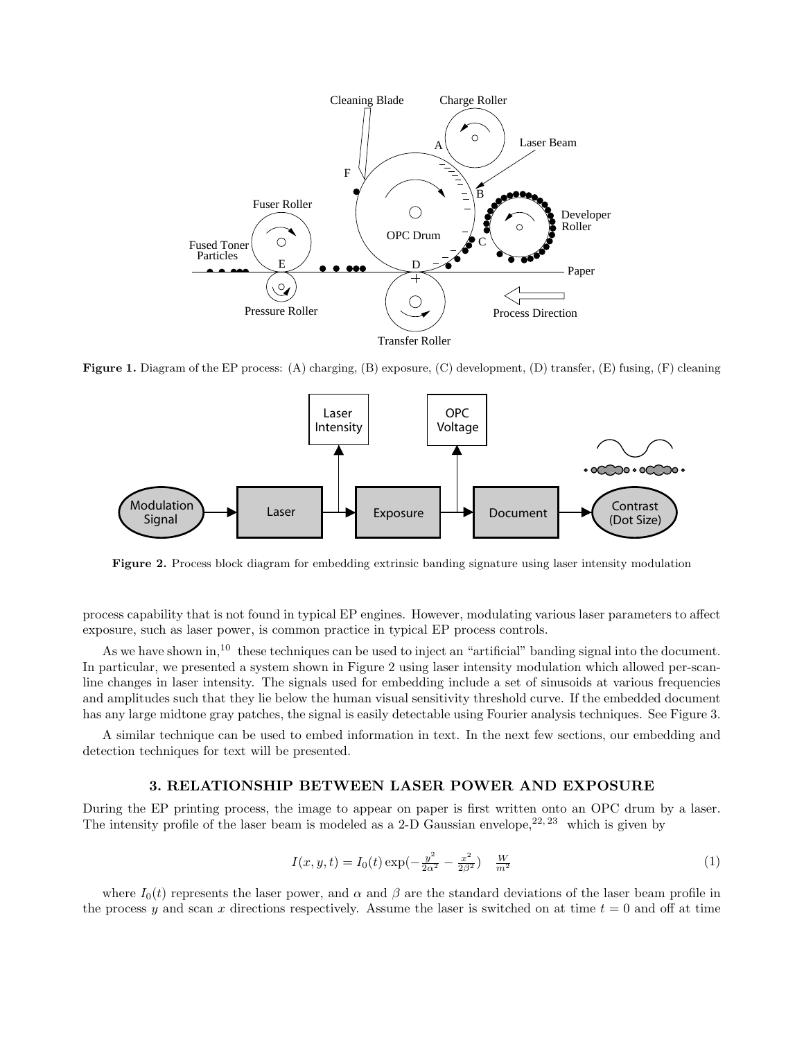**Figure 1.** Diagram of the EP process: (A) charging, (B) exposure, (C) development, (D) transfer, (E) fusing, (F) cleaning

**Figure 2.** Process block diagram for embedding extrinsic banding signature using laser intensity modulation

process capability that is not found in typical EP engines. However, modulating various laser parameters to affect exposure, such as laser power, is common practice in typical EP process controls.

As we have shown in,[10] these techniques can be used to inject an "artificial" banding signal into the document. In particular, we presented a system shown in Figure 2 using laser intensity modulation which allowed per-scan-line changes in laser intensity. The signals used for embedding include a set of sinusoids at various frequencies and amplitudes such that they lie below the human visual sensitivity threshold curve. If the embedded document has any large midtone gray patches, the signal is easily detectable using Fourier analysis techniques. See Figure 3.

A similar technique can be used to embed information in text. In the next few sections, our embedding and detection techniques for text will be presented.

## 3. RELATIONSHIP BETWEEN LASER POWER AND EXPOSURE

During the EP printing process, the image to appear on paper is first written onto an OPC drum by a laser. The intensity profile of the laser beam is modeled as a 2-D Gaussian envelope,[22,23] which is given by

$$I(x, y, t) = I_0(t) \exp\left(-\frac{y^2}{2\alpha^2} - \frac{x^2}{2\beta^2}\right) \quad \frac{W}{m^2} \tag{1}$$

where $I_0(t)$ represents the laser power, and $\alpha$ and $\beta$ are the standard deviations of the laser beam profile in the process $y$ and scan $x$ directions respectively. Assume the laser is switched on at time $t = 0$ and off at time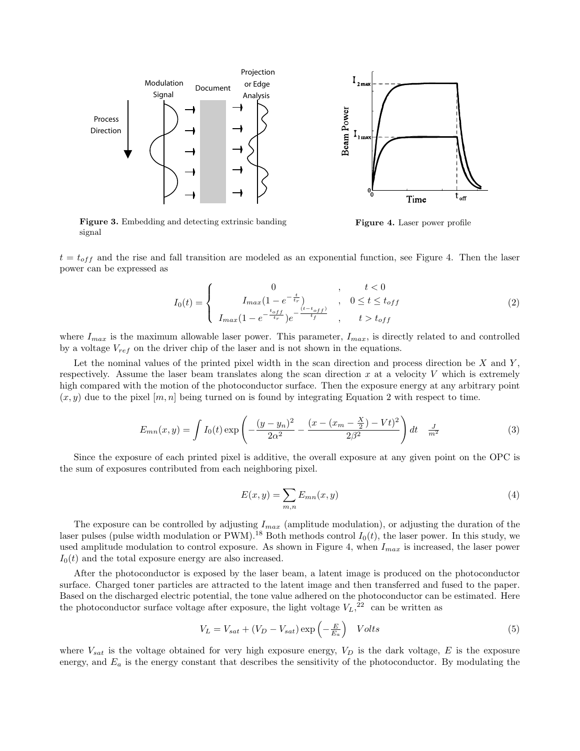Figure 3. Embedding and detecting extrinsic banding signal

Figure 4. Laser power profile

$t = t_{off}$ and the rise and fall transition are modeled as an exponential function, see Figure 4. Then the laser power can be expressed as

$$I_0(t) = \begin{cases} 0 & , \quad t < 0 \\ I_{max}(1 - e^{-\frac{t}{t_r}}) & , \quad 0 \le t \le t_{off} \\ I_{max}(1 - e^{-\frac{t_{off}}{t_r}})e^{-\frac{(t - t_{off})}{t_f}} & , \quad t > t_{off} \end{cases} \tag{2}$$

where $I_{max}$ is the maximum allowable laser power. This parameter, $I_{max}$, is directly related to and controlled by a voltage $V_{ref}$ on the driver chip of the laser and is not shown in the equations.

Let the nominal values of the printed pixel width in the scan direction and process direction be $X$ and $Y$, respectively. Assume the laser beam translates along the scan direction $x$ at a velocity $V$ which is extremely high compared with the motion of the photoconductor surface. Then the exposure energy at any arbitrary point $(x, y)$ due to the pixel $[m, n]$ being turned on is found by integrating Equation 2 with respect to time.

$$E_{mn}(x, y) = \int I_0(t) \exp\left( -\frac{(y - y_n)^2}{2\alpha^2} - \frac{(x - (x_m - \frac{X}{2}) - Vt)^2}{2\beta^2} \right) dt \quad \frac{J}{m^2} \tag{3}$$

Since the exposure of each printed pixel is additive, the overall exposure at any given point on the OPC is the sum of exposures contributed from each neighboring pixel.

$$E(x, y) = \sum_{m,n} E_{mn}(x, y) \tag{4}$$

The exposure can be controlled by adjusting $I_{max}$ (amplitude modulation), or adjusting the duration of the laser pulses (pulse width modulation or PWM).[18] Both methods control $I_0(t)$, the laser power. In this study, we used amplitude modulation to control exposure. As shown in Figure 4, when $I_{max}$ is increased, the laser power $I_0(t)$ and the total exposure energy are also increased.

After the photoconductor is exposed by the laser beam, a latent image is produced on the photoconductor surface. Charged toner particles are attracted to the latent image and then transferred and fused to the paper. Based on the discharged electric potential, the tone value adhered on the photoconductor can be estimated. Here the photoconductor surface voltage after exposure, the light voltage $V_L$,[22] can be written as

$$V_L = V_{sat} + (V_D - V_{sat}) \exp\left(-\frac{E}{E_a}\right) \quad Volts \tag{5}$$

where $V_{sat}$ is the voltage obtained for very high exposure energy, $V_D$ is the dark voltage, $E$ is the exposure energy, and $E_a$ is the energy constant that describes the sensitivity of the photoconductor. By modulating the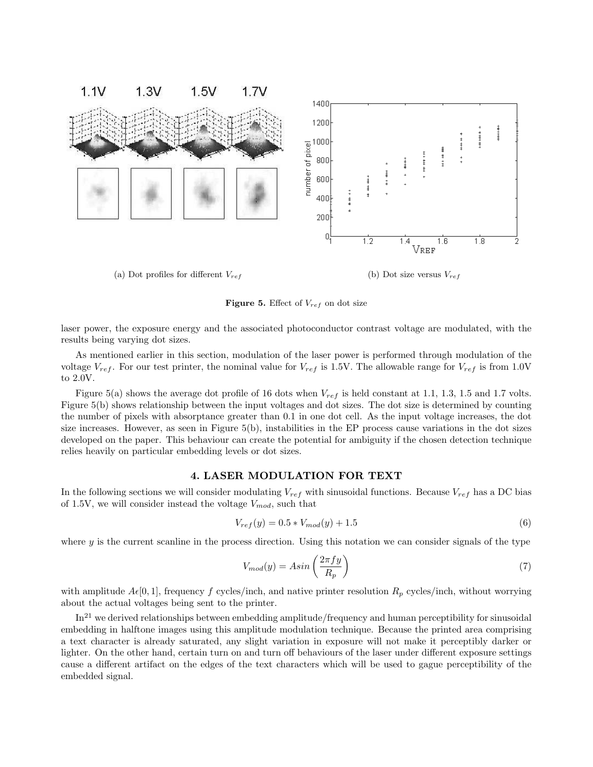(a) Dot profiles for different $V_{ref}$

(b) Dot size versus $V_{ref}$

**Figure 5.** Effect of $V_{ref}$ on dot size

laser power, the exposure energy and the associated photoconductor contrast voltage are modulated, with the results being varying dot sizes.

As mentioned earlier in this section, modulation of the laser power is performed through modulation of the voltage $V_{ref}$. For our test printer, the nominal value for $V_{ref}$ is 1.5V. The allowable range for $V_{ref}$ is from 1.0V to 2.0V.

Figure 5(a) shows the average dot profile of 16 dots when $V_{ref}$ is held constant at 1.1, 1.3, 1.5 and 1.7 volts. Figure 5(b) shows relationship between the input voltages and dot sizes. The dot size is determined by counting the number of pixels with absorptance greater than 0.1 in one dot cell. As the input voltage increases, the dot size increases. However, as seen in Figure 5(b), instabilities in the EP process cause variations in the dot sizes developed on the paper. This behaviour can create the potential for ambiguity if the chosen detection technique relies heavily on particular embedding levels or dot sizes.

## 4. LASER MODULATION FOR TEXT

In the following sections we will consider modulating $V_{ref}$ with sinusoidal functions. Because $V_{ref}$ has a DC bias of 1.5V, we will consider instead the voltage $V_{mod}$, such that

$$V_{ref}(y) = 0.5 * V_{mod}(y) + 1.5 \tag{6}$$

where $y$ is the current scanline in the process direction. Using this notation we can consider signals of the type

$$V_{mod}(y) = A sin\left(\frac{2\pi f y}{R_p}\right) \tag{7}$$

with amplitude $A\epsilon[0, 1]$, frequency $f$ cycles/inch, and native printer resolution $R_p$ cycles/inch, without worrying about the actual voltages being sent to the printer.

In[21] we derived relationships between embedding amplitude/frequency and human perceptibility for sinusoidal embedding in halftone images using this amplitude modulation technique. Because the printed area comprising a text character is already saturated, any slight variation in exposure will not make it perceptibly darker or lighter. On the other hand, certain turn on and turn off behaviours of the laser under different exposure settings cause a different artifact on the edges of the text characters which will be used to gague perceptibility of the embedded signal.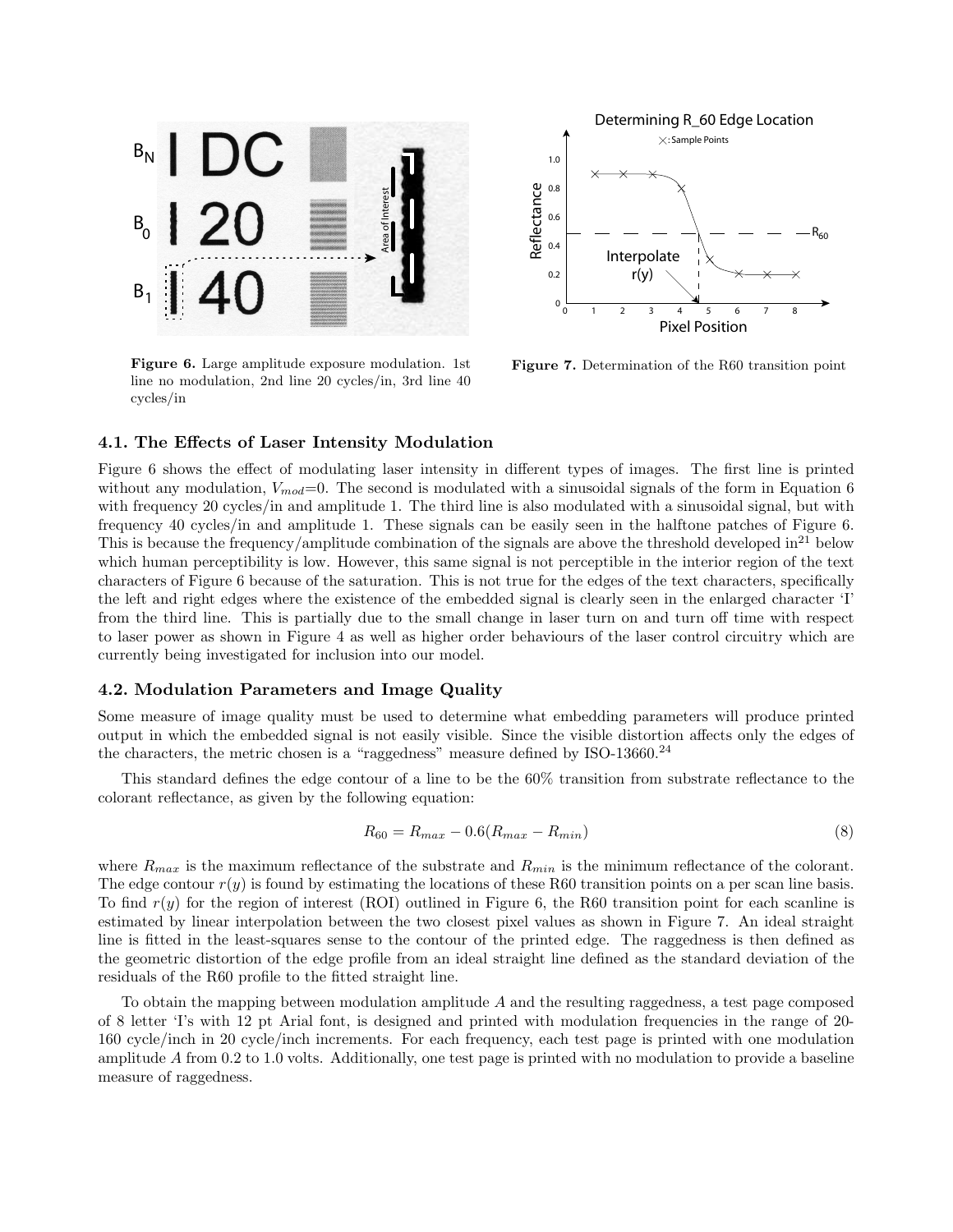Figure 6. Large amplitude exposure modulation. 1st line no modulation, 2nd line 20 cycles/in, 3rd line 40 cycles/in

Figure 7. Determination of the R60 transition point

### 4.1. The Effects of Laser Intensity Modulation

Figure 6 shows the effect of modulating laser intensity in different types of images. The first line is printed without any modulation, $V_{mod}$=0. The second is modulated with a sinusoidal signals of the form in Equation 6 with frequency 20 cycles/in and amplitude 1. The third line is also modulated with a sinusoidal signal, but with frequency 40 cycles/in and amplitude 1. These signals can be easily seen in the halftone patches of Figure 6. This is because the frequency/amplitude combination of the signals are above the threshold developed in[21] below which human perceptibility is low. However, this same signal is not perceptible in the interior region of the text characters of Figure 6 because of the saturation. This is not true for the edges of the text characters, specifically the left and right edges where the existence of the embedded signal is clearly seen in the enlarged character 'I' from the third line. This is partially due to the small change in laser turn on and turn off time with respect to laser power as shown in Figure 4 as well as higher order behaviours of the laser control circuitry which are currently being investigated for inclusion into our model.

### 4.2. Modulation Parameters and Image Quality

Some measure of image quality must be used to determine what embedding parameters will produce printed output in which the embedded signal is not easily visible. Since the visible distortion affects only the edges of the characters, the metric chosen is a "raggedness" measure defined by ISO-13660.[24]

This standard defines the edge contour of a line to be the 60% transition from substrate reflectance to the colorant reflectance, as given by the following equation:

$$R_{60} = R_{max} - 0.6(R_{max} - R_{min}) \tag{8}$$

where $R_{max}$ is the maximum reflectance of the substrate and $R_{min}$ is the minimum reflectance of the colorant. The edge contour $r(y)$ is found by estimating the locations of these R60 transition points on a per scan line basis. To find $r(y)$ for the region of interest (ROI) outlined in Figure 6, the R60 transition point for each scanline is estimated by linear interpolation between the two closest pixel values as shown in Figure 7. An ideal straight line is fitted in the least-squares sense to the contour of the printed edge. The raggedness is then defined as the geometric distortion of the edge profile from an ideal straight line defined as the standard deviation of the residuals of the R60 profile to the fitted straight line.

To obtain the mapping between modulation amplitude $A$ and the resulting raggedness, a test page composed of 8 letter 'I's with 12 pt Arial font, is designed and printed with modulation frequencies in the range of 20-160 cycle/inch in 20 cycle/inch increments. For each frequency, each test page is printed with one modulation amplitude $A$ from 0.2 to 1.0 volts. Additionally, one test page is printed with no modulation to provide a baseline measure of raggedness.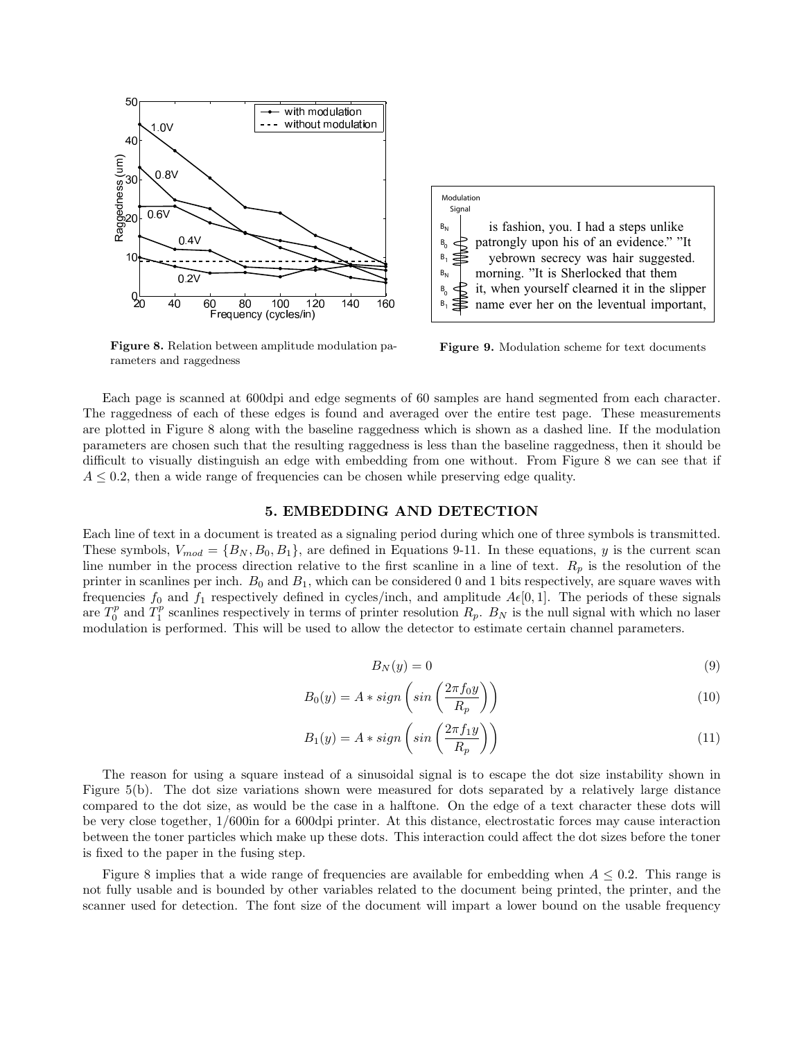**Figure 8.** Relation between amplitude modulation parameters and raggedness

**Figure 9.** Modulation scheme for text documents

Each page is scanned at 600dpi and edge segments of 60 samples are hand segmented from each character. The raggedness of each of these edges is found and averaged over the entire test page. These measurements are plotted in Figure 8 along with the baseline raggedness which is shown as a dashed line. If the modulation parameters are chosen such that the resulting raggedness is less than the baseline raggedness, then it should be difficult to visually distinguish an edge with embedding from one without. From Figure 8 we can see that if $A \leq 0.2$, then a wide range of frequencies can be chosen while preserving edge quality.

## 5. EMBEDDING AND DETECTION

Each line of text in a document is treated as a signaling period during which one of three symbols is transmitted. These symbols, $V_{mod} = \{B_N, B_0, B_1\}$, are defined in Equations 9-11. In these equations, $y$ is the current scan line number in the process direction relative to the first scanline in a line of text. $R_p$ is the resolution of the printer in scanlines per inch. $B_0$ and $B_1$, which can be considered 0 and 1 bits respectively, are square waves with frequencies $f_0$ and $f_1$ respectively defined in cycles/inch, and amplitude $A \epsilon [0, 1]$. The periods of these signals are $T_0^p$ and $T_1^p$ scanlines respectively in terms of printer resolution $R_p$. $B_N$ is the null signal with which no laser modulation is performed. This will be used to allow the detector to estimate certain channel parameters.

$$B_N(y) = 0 \tag{9}$$

$$B_0(y) = A * sign\left(sin\left(\frac{2\pi f_0 y}{R_p}\right)\right) \tag{10}$$

$$B_1(y) = A * sign\left(sin\left(\frac{2\pi f_1 y}{R_p}\right)\right) \tag{11}$$

The reason for using a square instead of a sinusoidal signal is to escape the dot size instability shown in Figure 5(b). The dot size variations shown were measured for dots separated by a relatively large distance compared to the dot size, as would be the case in a halftone. On the edge of a text character these dots will be very close together, 1/600in for a 600dpi printer. At this distance, electrostatic forces may cause interaction between the toner particles which make up these dots. This interaction could affect the dot sizes before the toner is fixed to the paper in the fusing step.

Figure 8 implies that a wide range of frequencies are available for embedding when $A \leq 0.2$. This range is not fully usable and is bounded by other variables related to the document being printed, the printer, and the scanner used for detection. The font size of the document will impart a lower bound on the usable frequency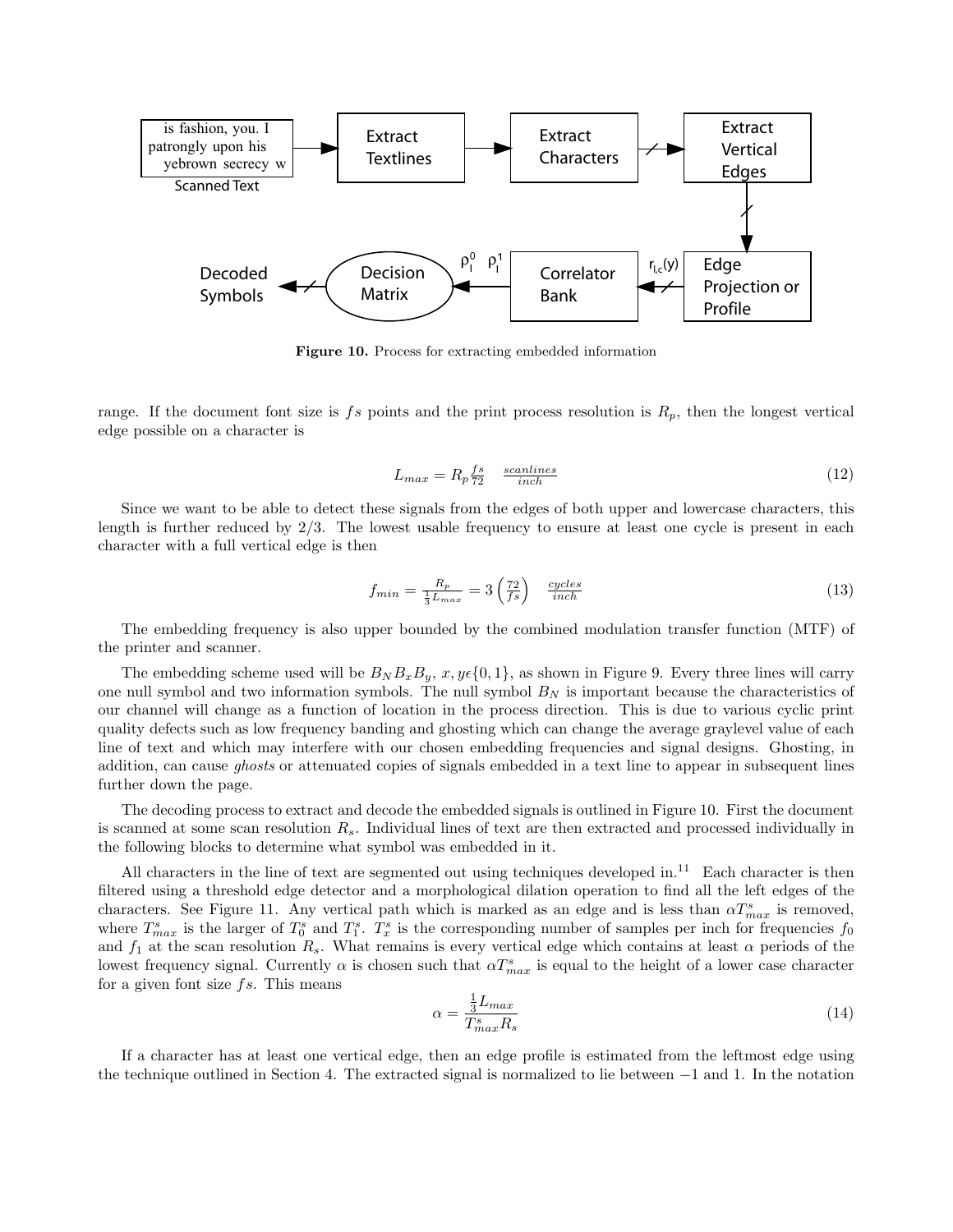**Figure 10.** Process for extracting embedded information

range. If the document font size is $fs$ points and the print process resolution is $R_p$, then the longest vertical edge possible on a character is

$$L_{max} = R_p \frac{fs}{72} \quad \frac{scanlines}{inch} \tag{12}$$

Since we want to be able to detect these signals from the edges of both upper and lowercase characters, this length is further reduced by 2/3. The lowest usable frequency to ensure at least one cycle is present in each character with a full vertical edge is then

$$f_{min} = \frac{R_p}{\frac{1}{3}L_{max}} = 3\left(\frac{72}{fs}\right) \quad \frac{cycles}{inch} \tag{13}$$

The embedding frequency is also upper bounded by the combined modulation transfer function (MTF) of the printer and scanner.

The embedding scheme used will be $B_N B_x B_y$, $x, y \epsilon \{0, 1\}$, as shown in Figure 9. Every three lines will carry one null symbol and two information symbols. The null symbol $B_N$ is important because the characteristics of our channel will change as a function of location in the process direction. This is due to various cyclic print quality defects such as low frequency banding and ghosting which can change the average graylevel value of each line of text and which may interfere with our chosen embedding frequencies and signal designs. Ghosting, in addition, can cause *ghosts* or attenuated copies of signals embedded in a text line to appear in subsequent lines further down the page.

The decoding process to extract and decode the embedded signals is outlined in Figure 10. First the document is scanned at some scan resolution $R_s$. Individual lines of text are then extracted and processed individually in the following blocks to determine what symbol was embedded in it.

All characters in the line of text are segmented out using techniques developed in.[11] Each character is then filtered using a threshold edge detector and a morphological dilation operation to find all the left edges of the characters. See Figure 11. Any vertical path which is marked as an edge and is less than $\alpha T^s_{max}$ is removed, where $T^s_{max}$ is the larger of $T^s_0$ and $T^s_1$. $T^s_x$ is the corresponding number of samples per inch for frequencies $f_0$ and $f_1$ at the scan resolution $R_s$. What remains is every vertical edge which contains at least $\alpha$ periods of the lowest frequency signal. Currently $\alpha$ is chosen such that $\alpha T^s_{max}$ is equal to the height of a lower case character for a given font size $fs$. This means

$$\alpha = \frac{\frac{1}{3}L_{max}}{T^s_{max} R_s} \tag{14}$$

If a character has at least one vertical edge, then an edge profile is estimated from the leftmost edge using the technique outlined in Section 4. The extracted signal is normalized to lie between −1 and 1. In the notation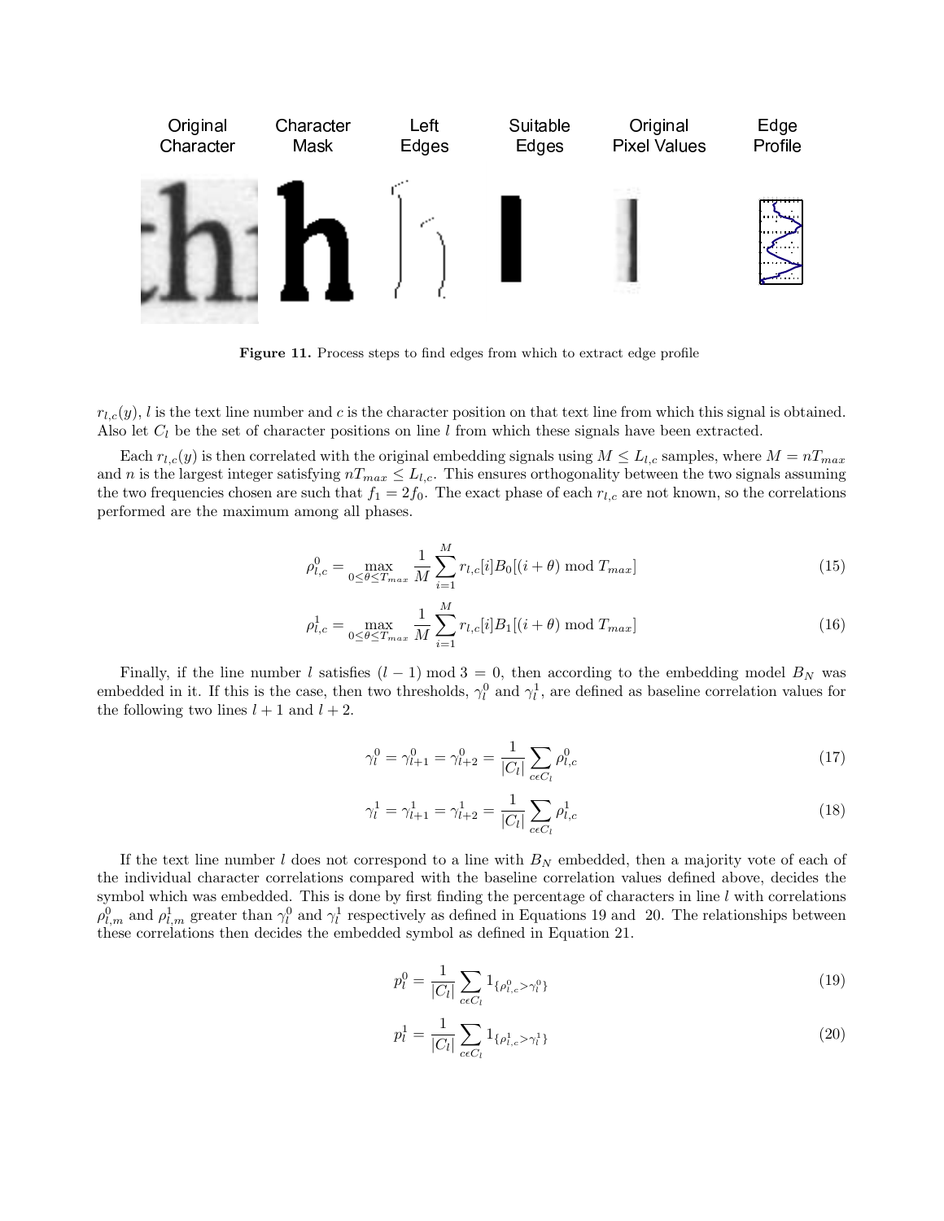Figure 11. Process steps to find edges from which to extract edge profile

$r_{l,c}(y)$, $l$ is the text line number and $c$ is the character position on that text line from which this signal is obtained. Also let $C_l$ be the set of character positions on line $l$ from which these signals have been extracted.

Each $r_{l,c}(y)$ is then correlated with the original embedding signals using $M \leq L_{l,c}$ samples, where $M = nT_{max}$ and $n$ is the largest integer satisfying $nT_{max} \leq L_{l,c}$. This ensures orthogonality between the two signals assuming the two frequencies chosen are such that $f_1 = 2f_0$. The exact phase of each $r_{l,c}$ are not known, so the correlations performed are the maximum among all phases.

$$\rho^0_{l,c} = \max_{0 \leq \theta \leq T_{max}} \frac{1}{M} \sum_{i=1}^{M} r_{l,c}[i] B_0[(i+\theta) \bmod T_{max}] \tag{15}$$

$$\rho^1_{l,c} = \max_{0 \leq \theta \leq T_{max}} \frac{1}{M} \sum_{i=1}^{M} r_{l,c}[i] B_1[(i+\theta) \bmod T_{max}] \tag{16}$$

Finally, if the line number $l$ satisfies $(l-1) \bmod 3 = 0$, then according to the embedding model $B_N$ was embedded in it. If this is the case, then two thresholds, $\gamma^0_l$ and $\gamma^1_l$, are defined as baseline correlation values for the following two lines $l+1$ and $l+2$.

$$\gamma^0_l = \gamma^0_{l+1} = \gamma^0_{l+2} = \frac{1}{|C_l|} \sum_{c \epsilon C_l} \rho^0_{l,c} \tag{17}$$

$$\gamma^1_l = \gamma^1_{l+1} = \gamma^1_{l+2} = \frac{1}{|C_l|} \sum_{c \epsilon C_l} \rho^1_{l,c} \tag{18}$$

If the text line number $l$ does not correspond to a line with $B_N$ embedded, then a majority vote of each of the individual character correlations compared with the baseline correlation values defined above, decides the symbol which was embedded. This is done by first finding the percentage of characters in line $l$ with correlations $\rho^0_{l,m}$ and $\rho^1_{l,m}$ greater than $\gamma^0_l$ and $\gamma^1_l$ respectively as defined in Equations 19 and 20. The relationships between these correlations then decides the embedded symbol as defined in Equation 21.

$$p^0_l = \frac{1}{|C_l|} \sum_{c \epsilon C_l} 1_{\{\rho^0_{l,c} > \gamma^0_l\}} \tag{19}$$

$$p^1_l = \frac{1}{|C_l|} \sum_{c \epsilon C_l} 1_{\{\rho^1_{l,c} > \gamma^1_l\}} \tag{20}$$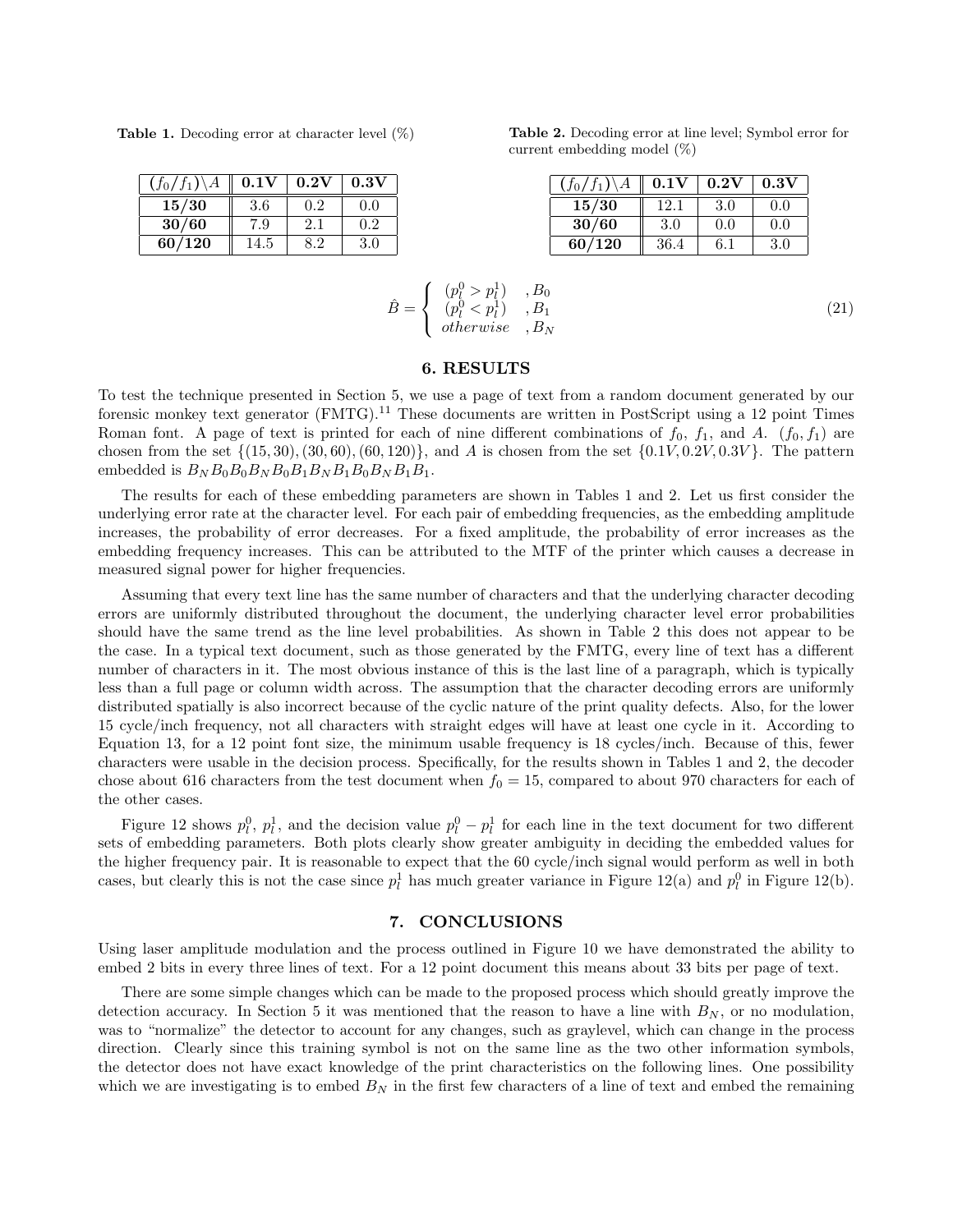**Table 1.** Decoding error at character level (%)

| $(f_0/f_1)\backslash A$ | **0.1V** | **0.2V** | **0.3V** |
|---|---|---|---|
| **15/30** | 3.6 | 0.2 | 0.0 |
| **30/60** | 7.9 | 2.1 | 0.2 |
| **60/120** | 14.5 | 8.2 | 3.0 |

**Table 2.** Decoding error at line level; Symbol error for current embedding model (%)

| $(f_0/f_1)\backslash A$ | **0.1V** | **0.2V** | **0.3V** |
|---|---|---|---|
| **15/30** | 12.1 | 3.0 | 0.0 |
| **30/60** | 3.0 | 0.0 | 0.0 |
| **60/120** | 36.4 | 6.1 | 3.0 |

$$\hat{B} = \begin{cases} (p_l^0 > p_l^1) & , B_0 \\ (p_l^0 < p_l^1) & , B_1 \\ otherwise & , B_N \end{cases} \tag{21}$$

## 6. RESULTS

To test the technique presented in Section 5, we use a page of text from a random document generated by our forensic monkey text generator (FMTG).[11] These documents are written in PostScript using a 12 point Times Roman font. A page of text is printed for each of nine different combinations of $f_0$, $f_1$, and $A$. $(f_0, f_1)$ are chosen from the set $\{(15, 30), (30, 60), (60, 120)\}$, and $A$ is chosen from the set $\{0.1V, 0.2V, 0.3V\}$. The pattern embedded is $B_N B_0 B_0 B_N B_0 B_1 B_N B_1 B_0 B_N B_1 B_1$.

The results for each of these embedding parameters are shown in Tables 1 and 2. Let us first consider the underlying error rate at the character level. For each pair of embedding frequencies, as the embedding amplitude increases, the probability of error decreases. For a fixed amplitude, the probability of error increases as the embedding frequency increases. This can be attributed to the MTF of the printer which causes a decrease in measured signal power for higher frequencies.

Assuming that every text line has the same number of characters and that the underlying character decoding errors are uniformly distributed throughout the document, the underlying character level error probabilities should have the same trend as the line level probabilities. As shown in Table 2 this does not appear to be the case. In a typical text document, such as those generated by the FMTG, every line of text has a different number of characters in it. The most obvious instance of this is the last line of a paragraph, which is typically less than a full page or column width across. The assumption that the character decoding errors are uniformly distributed spatially is also incorrect because of the cyclic nature of the print quality defects. Also, for the lower 15 cycle/inch frequency, not all characters with straight edges will have at least one cycle in it. According to Equation 13, for a 12 point font size, the minimum usable frequency is 18 cycles/inch. Because of this, fewer characters were usable in the decision process. Specifically, for the results shown in Tables 1 and 2, the decoder chose about 616 characters from the test document when $f_0 = 15$, compared to about 970 characters for each of the other cases.

Figure 12 shows $p_l^0$, $p_l^1$, and the decision value $p_l^0 - p_l^1$ for each line in the text document for two different sets of embedding parameters. Both plots clearly show greater ambiguity in deciding the embedded values for the higher frequency pair. It is reasonable to expect that the 60 cycle/inch signal would perform as well in both cases, but clearly this is not the case since $p_l^1$ has much greater variance in Figure 12(a) and $p_l^0$ in Figure 12(b).

## 7. CONCLUSIONS

Using laser amplitude modulation and the process outlined in Figure 10 we have demonstrated the ability to embed 2 bits in every three lines of text. For a 12 point document this means about 33 bits per page of text.

There are some simple changes which can be made to the proposed process which should greatly improve the detection accuracy. In Section 5 it was mentioned that the reason to have a line with $B_N$, or no modulation, was to "normalize" the detector to account for any changes, such as graylevel, which can change in the process direction. Clearly since this training symbol is not on the same line as the two other information symbols, the detector does not have exact knowledge of the print characteristics on the following lines. One possibility which we are investigating is to embed $B_N$ in the first few characters of a line of text and embed the remaining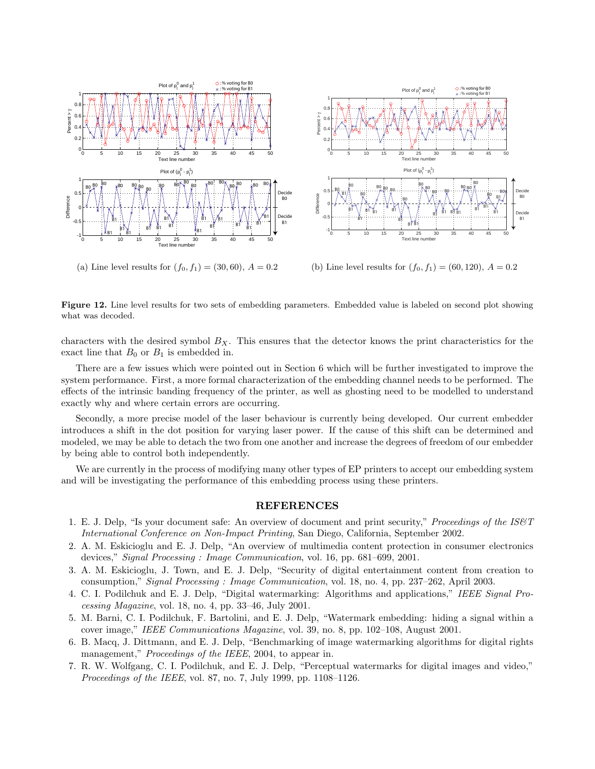(a) Line level results for $(f_0, f_1) = (30, 60)$, $A = 0.2$

(b) Line level results for $(f_0, f_1) = (60, 120)$, $A = 0.2$

**Figure 12.** Line level results for two sets of embedding parameters. Embedded value is labeled on second plot showing what was decoded.

characters with the desired symbol $B_X$. This ensures that the detector knows the print characteristics for the exact line that $B_0$ or $B_1$ is embedded in.

There are a few issues which were pointed out in Section 6 which will be further investigated to improve the system performance. First, a more formal characterization of the embedding channel needs to be performed. The effects of the intrinsic banding frequency of the printer, as well as ghosting need to be modelled to understand exactly why and where certain errors are occurring.

Secondly, a more precise model of the laser behaviour is currently being developed. Our current embedder introduces a shift in the dot position for varying laser power. If the cause of this shift can be determined and modeled, we may be able to detach the two from one another and increase the degrees of freedom of our embedder by being able to control both independently.

We are currently in the process of modifying many other types of EP printers to accept our embedding system and will be investigating the performance of this embedding process using these printers.

## REFERENCES

1. E. J. Delp, "Is your document safe: An overview of document and print security," *Proceedings of the IS&T International Conference on Non-Impact Printing*, San Diego, California, September 2002.
2. A. M. Eskicioglu and E. J. Delp, "An overview of multimedia content protection in consumer electronics devices," *Signal Processing : Image Communication*, vol. 16, pp. 681–699, 2001.
3. A. M. Eskicioglu, J. Town, and E. J. Delp, "Security of digital entertainment content from creation to consumption," *Signal Processing : Image Communication*, vol. 18, no. 4, pp. 237–262, April 2003.
4. C. I. Podilchuk and E. J. Delp, "Digital watermarking: Algorithms and applications," *IEEE Signal Processing Magazine*, vol. 18, no. 4, pp. 33–46, July 2001.
5. M. Barni, C. I. Podilchuk, F. Bartolini, and E. J. Delp, "Watermark embedding: hiding a signal within a cover image," *IEEE Communications Magazine*, vol. 39, no. 8, pp. 102–108, August 2001.
6. B. Macq, J. Dittmann, and E. J. Delp, "Benchmarking of image watermarking algorithms for digital rights management," *Proceedings of the IEEE*, 2004, to appear in.
7. R. W. Wolfgang, C. I. Podilchuk, and E. J. Delp, "Perceptual watermarks for digital images and video," *Proceedings of the IEEE*, vol. 87, no. 7, July 1999, pp. 1108–1126.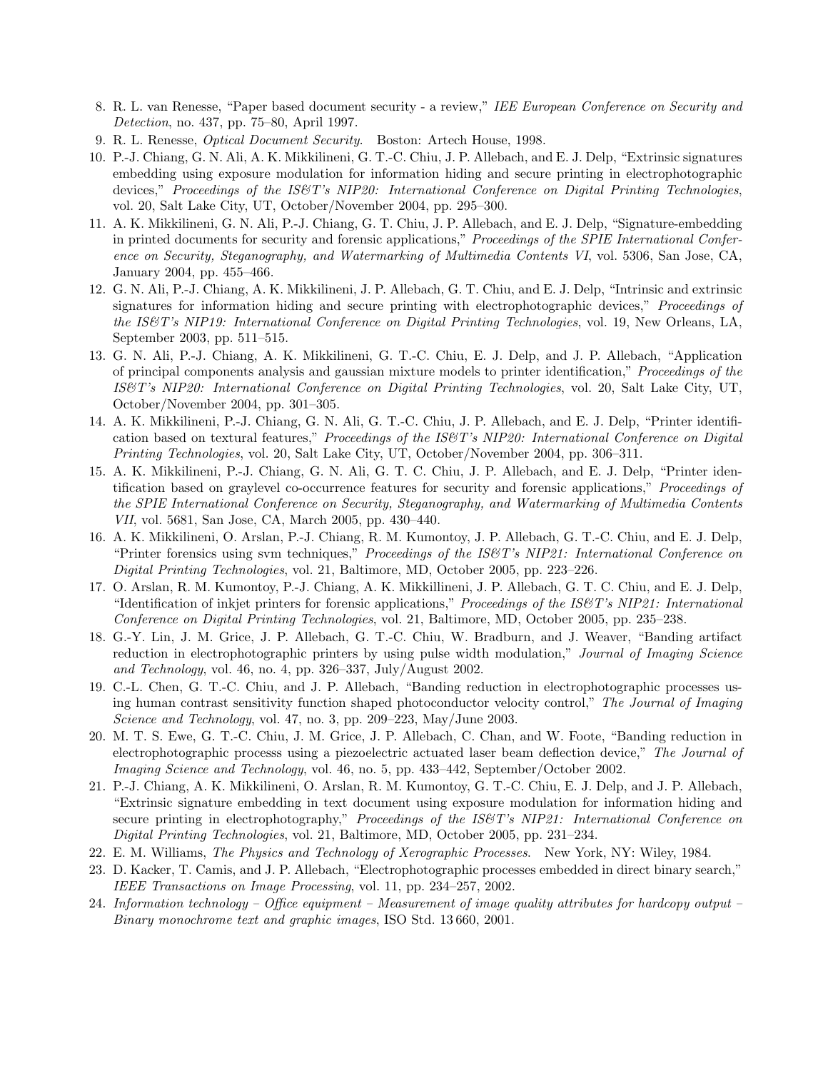8. R. L. van Renesse, "Paper based document security - a review," *IEE European Conference on Security and Detection*, no. 437, pp. 75–80, April 1997.
9. R. L. Renesse, *Optical Document Security*. Boston: Artech House, 1998.
10. P.-J. Chiang, G. N. Ali, A. K. Mikkilineni, G. T.-C. Chiu, J. P. Allebach, and E. J. Delp, "Extrinsic signatures embedding using exposure modulation for information hiding and secure printing in electrophotographic devices," *Proceedings of the IS&T's NIP20: International Conference on Digital Printing Technologies*, vol. 20, Salt Lake City, UT, October/November 2004, pp. 295–300.
11. A. K. Mikkilineni, G. N. Ali, P.-J. Chiang, G. T. Chiu, J. P. Allebach, and E. J. Delp, "Signature-embedding in printed documents for security and forensic applications," *Proceedings of the SPIE International Conference on Security, Steganography, and Watermarking of Multimedia Contents VI*, vol. 5306, San Jose, CA, January 2004, pp. 455–466.
12. G. N. Ali, P.-J. Chiang, A. K. Mikkilineni, J. P. Allebach, G. T. Chiu, and E. J. Delp, "Intrinsic and extrinsic signatures for information hiding and secure printing with electrophotographic devices," *Proceedings of the IS&T's NIP19: International Conference on Digital Printing Technologies*, vol. 19, New Orleans, LA, September 2003, pp. 511–515.
13. G. N. Ali, P.-J. Chiang, A. K. Mikkilineni, G. T.-C. Chiu, E. J. Delp, and J. P. Allebach, "Application of principal components analysis and gaussian mixture models to printer identification," *Proceedings of the IS&T's NIP20: International Conference on Digital Printing Technologies*, vol. 20, Salt Lake City, UT, October/November 2004, pp. 301–305.
14. A. K. Mikkilineni, P.-J. Chiang, G. N. Ali, G. T.-C. Chiu, J. P. Allebach, and E. J. Delp, "Printer identification based on textural features," *Proceedings of the IS&T's NIP20: International Conference on Digital Printing Technologies*, vol. 20, Salt Lake City, UT, October/November 2004, pp. 306–311.
15. A. K. Mikkilineni, P.-J. Chiang, G. N. Ali, G. T. C. Chiu, J. P. Allebach, and E. J. Delp, "Printer identification based on graylevel co-occurrence features for security and forensic applications," *Proceedings of the SPIE International Conference on Security, Steganography, and Watermarking of Multimedia Contents VII*, vol. 5681, San Jose, CA, March 2005, pp. 430–440.
16. A. K. Mikkilineni, O. Arslan, P.-J. Chiang, R. M. Kumontoy, J. P. Allebach, G. T.-C. Chiu, and E. J. Delp, "Printer forensics using svm techniques," *Proceedings of the IS&T's NIP21: International Conference on Digital Printing Technologies*, vol. 21, Baltimore, MD, October 2005, pp. 223–226.
17. O. Arslan, R. M. Kumontoy, P.-J. Chiang, A. K. Mikkillineni, J. P. Allebach, G. T. C. Chiu, and E. J. Delp, "Identification of inkjet printers for forensic applications," *Proceedings of the IS&T's NIP21: International Conference on Digital Printing Technologies*, vol. 21, Baltimore, MD, October 2005, pp. 235–238.
18. G.-Y. Lin, J. M. Grice, J. P. Allebach, G. T.-C. Chiu, W. Bradburn, and J. Weaver, "Banding artifact reduction in electrophotographic printers by using pulse width modulation," *Journal of Imaging Science and Technology*, vol. 46, no. 4, pp. 326–337, July/August 2002.
19. C.-L. Chen, G. T.-C. Chiu, and J. P. Allebach, "Banding reduction in electrophotographic processes using human contrast sensitivity function shaped photoconductor velocity control," *The Journal of Imaging Science and Technology*, vol. 47, no. 3, pp. 209–223, May/June 2003.
20. M. T. S. Ewe, G. T.-C. Chiu, J. M. Grice, J. P. Allebach, C. Chan, and W. Foote, "Banding reduction in electrophotographic processs using a piezoelectric actuated laser beam deflection device," *The Journal of Imaging Science and Technology*, vol. 46, no. 5, pp. 433–442, September/October 2002.
21. P.-J. Chiang, A. K. Mikkilineni, O. Arslan, R. M. Kumontoy, G. T.-C. Chiu, E. J. Delp, and J. P. Allebach, "Extrinsic signature embedding in text document using exposure modulation for information hiding and secure printing in electrophotography," *Proceedings of the IS&T's NIP21: International Conference on Digital Printing Technologies*, vol. 21, Baltimore, MD, October 2005, pp. 231–234.
22. E. M. Williams, *The Physics and Technology of Xerographic Processes*. New York, NY: Wiley, 1984.
23. D. Kacker, T. Camis, and J. P. Allebach, "Electrophotographic processes embedded in direct binary search," *IEEE Transactions on Image Processing*, vol. 11, pp. 234–257, 2002.
24. *Information technology – Office equipment – Measurement of image quality attributes for hardcopy output – Binary monochrome text and graphic images*, ISO Std. 13 660, 2001.